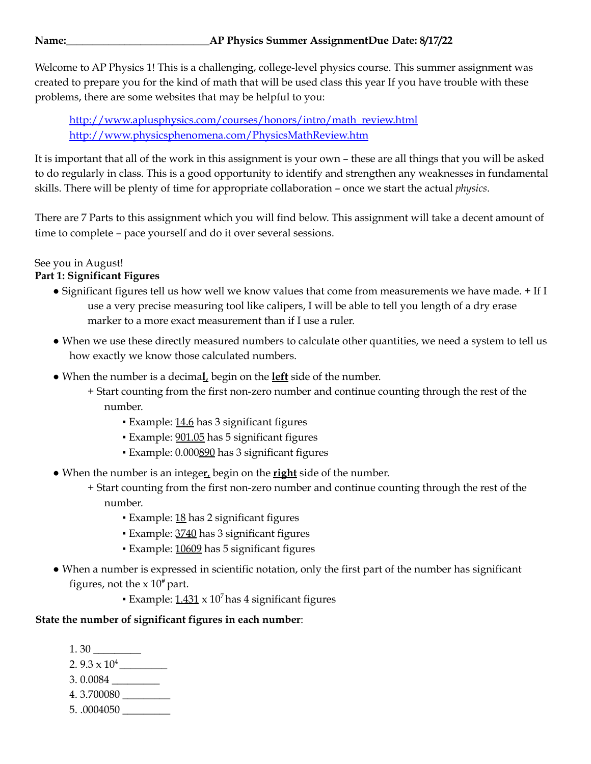**Name:___________________________AP Physics Summer AssignmentDue Date: 8/17/22**

Welcome to AP Physics 1! This is a challenging, college-level physics course. This summer assignment was created to prepare you for the kind of math that will be used class this year If you have trouble with these problems, there are some websites that may be helpful to you:

> http://www.aplusphysics.com/courses/honors/intro/math_review.html
> http://www.physicsphenomena.com/PhysicsMathReview.htm

It is important that all of the work in this assignment is your own – these are all things that you will be asked to do regularly in class. This is a good opportunity to identify and strengthen any weaknesses in fundamental skills. There will be plenty of time for appropriate collaboration – once we start the actual *physics*.

There are 7 Parts to this assignment which you will find below. This assignment will take a decent amount of time to complete – pace yourself and do it over several sessions.

See you in August!

**Part 1: Significant Figures**

- Significant figures tell us how well we know values that come from measurements we have made. + If I use a very precise measuring tool like calipers, I will be able to tell you length of a dry erase marker to a more exact measurement than if I use a ruler.
- When we use these directly measured numbers to calculate other quantities, we need a system to tell us how exactly we know those calculated numbers.
- When the number is a decima**l**, begin on the **left** side of the number.
  - Start counting from the first non-zero number and continue counting through the rest of the number.
    - Example: 14.6 has 3 significant figures
    - Example: 901.05 has 5 significant figures
    - Example: 0.000890 has 3 significant figures
- When the number is an intege**r**, begin on the **right** side of the number.
  - Start counting from the first non-zero number and continue counting through the rest of the number.
    - Example: 18 has 2 significant figures
    - Example: 3740 has 3 significant figures
    - Example: 10609 has 5 significant figures
- When a number is expressed in scientific notation, only the first part of the number has significant figures, not the x $10^{\#}$ part.
  - Example: 1.431 x $10^{7}$ has 4 significant figures

**State the number of significant figures in each number**:

1. 30 _________
2. 9.3 x $10^{4}$ _________
3. 0.0084 _________
4. 3.700080 _________
5. .0004050 _________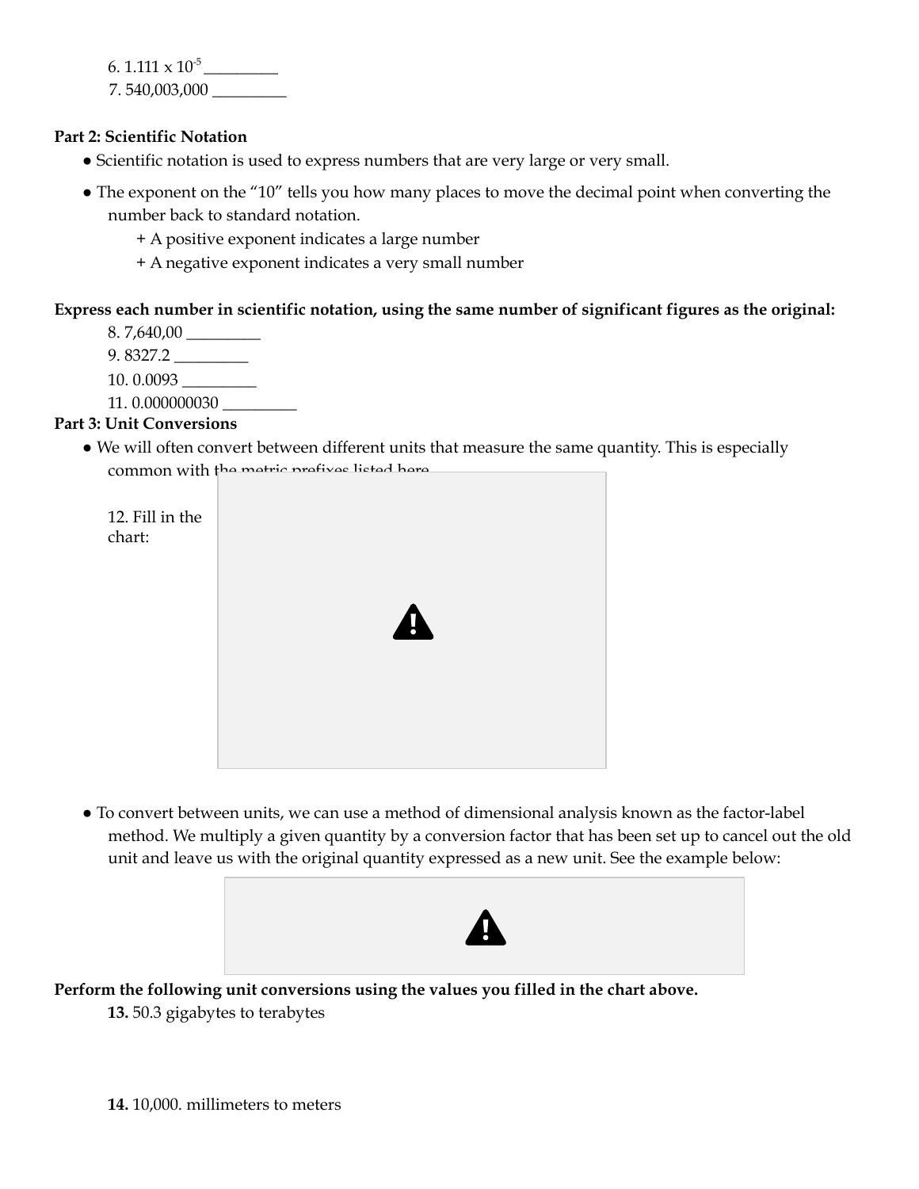6. $1.111 \times 10^{-5}$ _________

7. 540,003,000 _________

**Part 2: Scientific Notation**

- Scientific notation is used to express numbers that are very large or very small.
- The exponent on the "10" tells you how many places to move the decimal point when converting the number back to standard notation.
  - + A positive exponent indicates a large number
  - + A negative exponent indicates a very small number

**Express each number in scientific notation, using the same number of significant figures as the original:**

8. 7,640,00 _________

9. 8327.2 _________

10. 0.0093 _________

11. 0.000000030 _________

**Part 3: Unit Conversions**

- We will often convert between different units that measure the same quantity. This is especially common with the metric prefixes listed here.

12. Fill in the chart:

- To convert between units, we can use a method of dimensional analysis known as the factor-label method. We multiply a given quantity by a conversion factor that has been set up to cancel out the old unit and leave us with the original quantity expressed as a new unit. See the example below:

**Perform the following unit conversions using the values you filled in the chart above.**

**13.** 50.3 gigabytes to terabytes

**14.** 10,000. millimeters to meters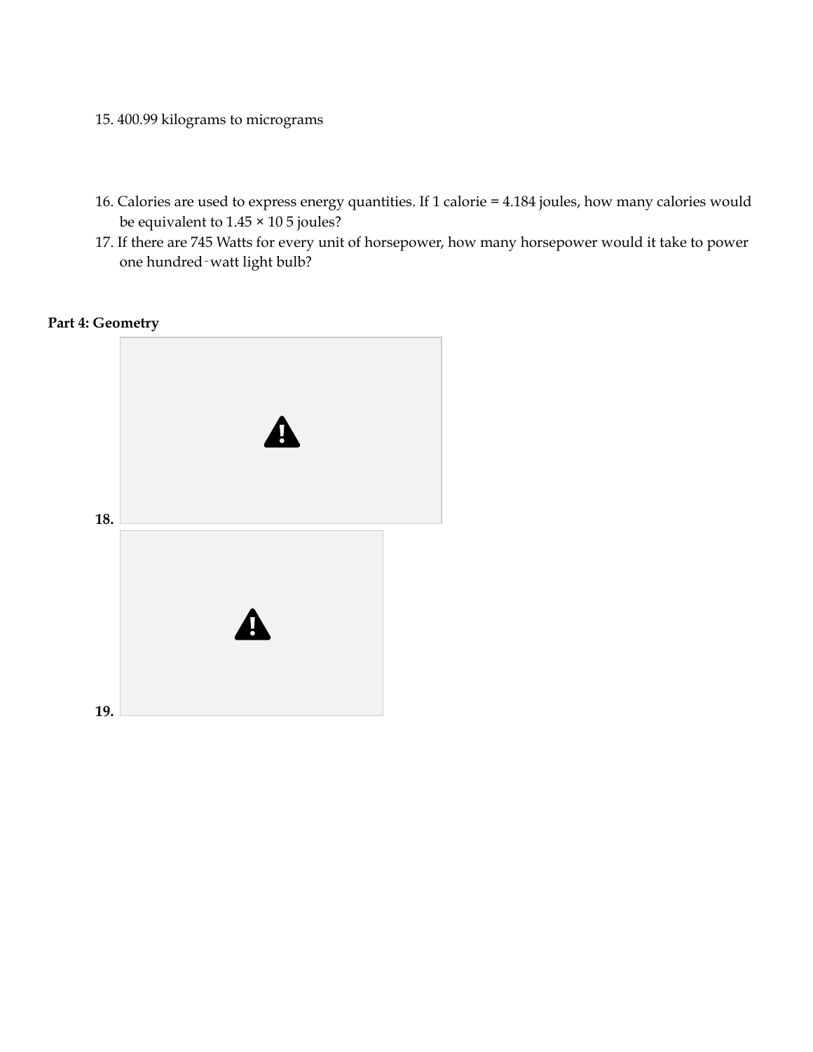15. 400.99 kilograms to micrograms

16. Calories are used to express energy quantities. If 1 calorie = 4.184 joules, how many calories would be equivalent to $1.45 \times 10^5$ joules?
17. If there are 745 Watts for every unit of horsepower, how many horsepower would it take to power one hundred-watt light bulb?

**Part 4: Geometry**

**18.**

**19.**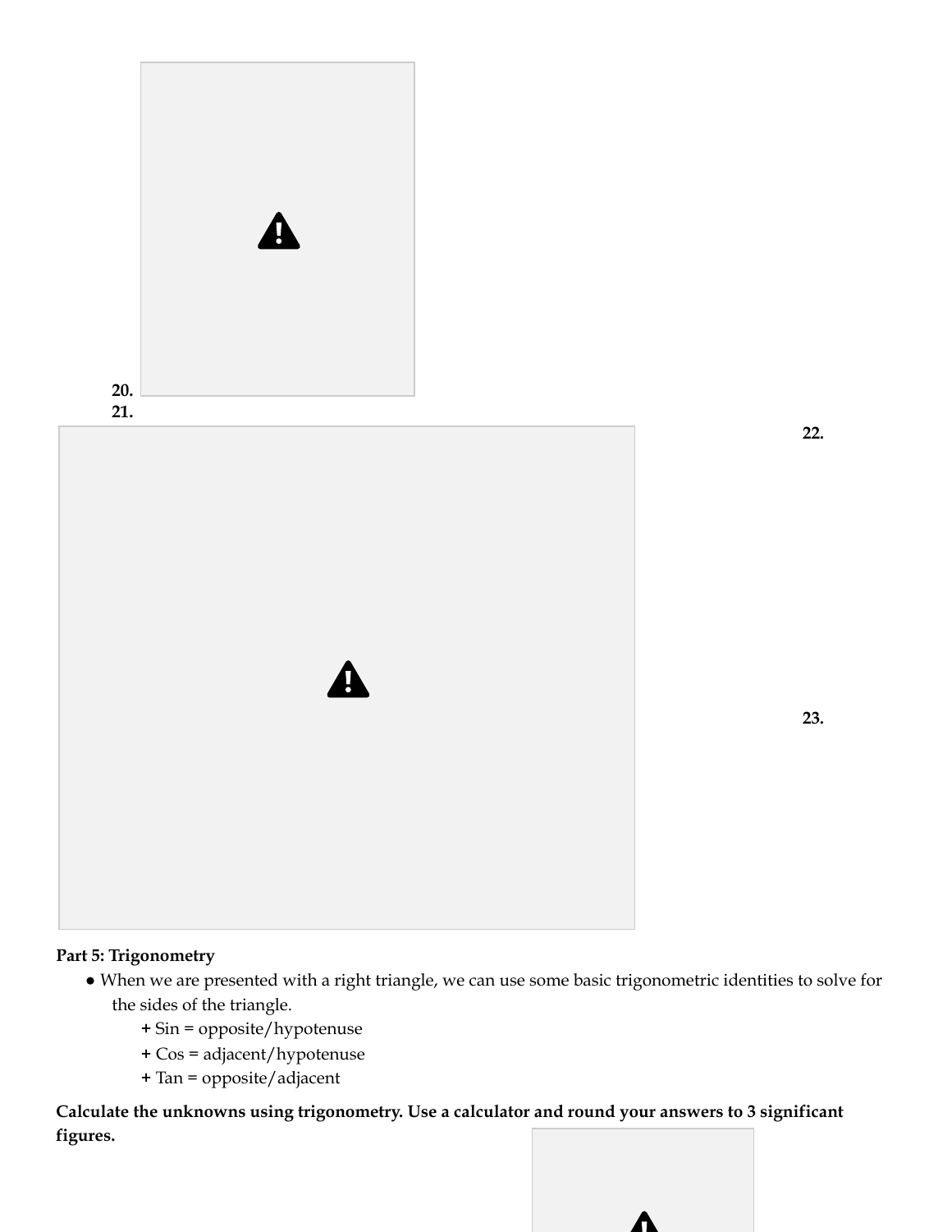**20.**

**21.**

**22.**

**23.**

**Part 5: Trigonometry**

- When we are presented with a right triangle, we can use some basic trigonometric identities to solve for the sides of the triangle.
  - + Sin = opposite/hypotenuse
  - + Cos = adjacent/hypotenuse
  - + Tan = opposite/adjacent

**Calculate the unknowns using trigonometry. Use a calculator and round your answers to 3 significant figures.**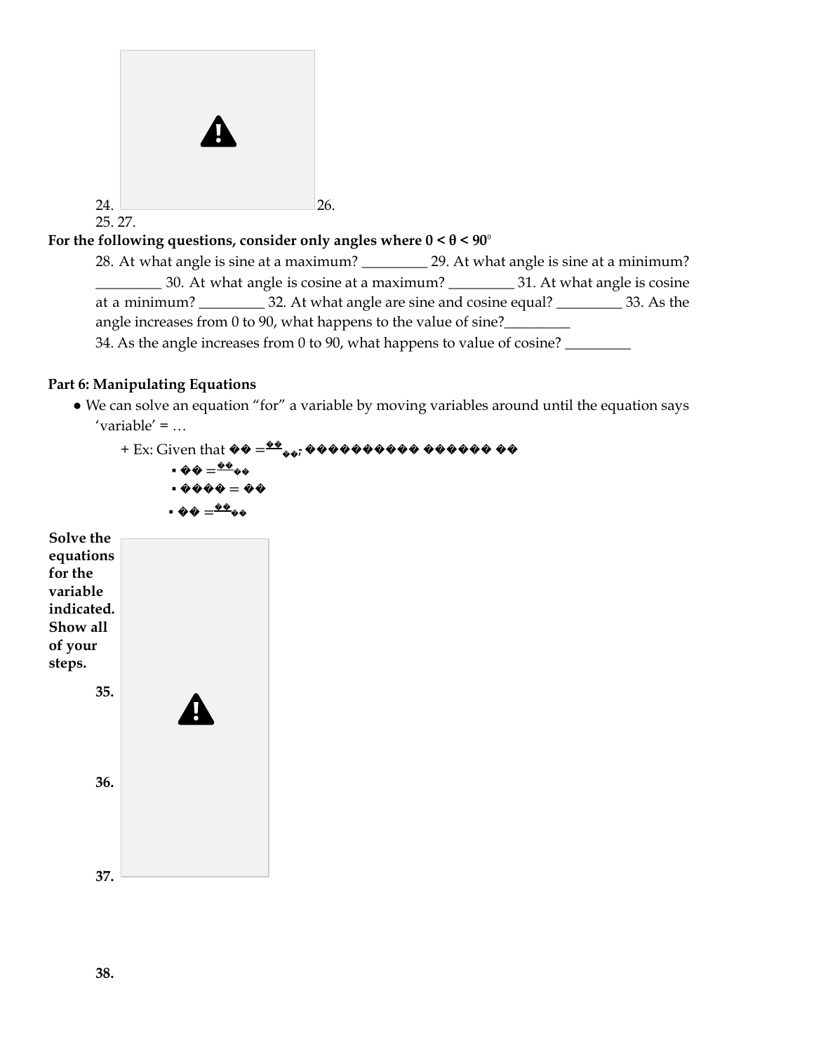24. 26.

25. 27.

**For the following questions, consider only angles where $0 < \theta < 90^{\circ}$**

28. At what angle is sine at a maximum? _________ 29. At what angle is sine at a minimum? _________ 30. At what angle is cosine at a maximum? _________ 31. At what angle is cosine at a minimum? _________ 32. At what angle are sine and cosine equal? _________ 33. As the angle increases from 0 to 90, what happens to the value of sine?_________

34. As the angle increases from 0 to 90, what happens to value of cosine? _________

**Part 6: Manipulating Equations**

- We can solve an equation "for" a variable by moving variables around until the equation says 'variable' = …
  - Ex: Given that �� =��/��; ���������� ������ ��
    - �� =��/��
    - ���� = ��
    - �� =��/��

**Solve the equations for the variable indicated. Show all of your steps.**

**35.**

**36.**

**37.**

**38.**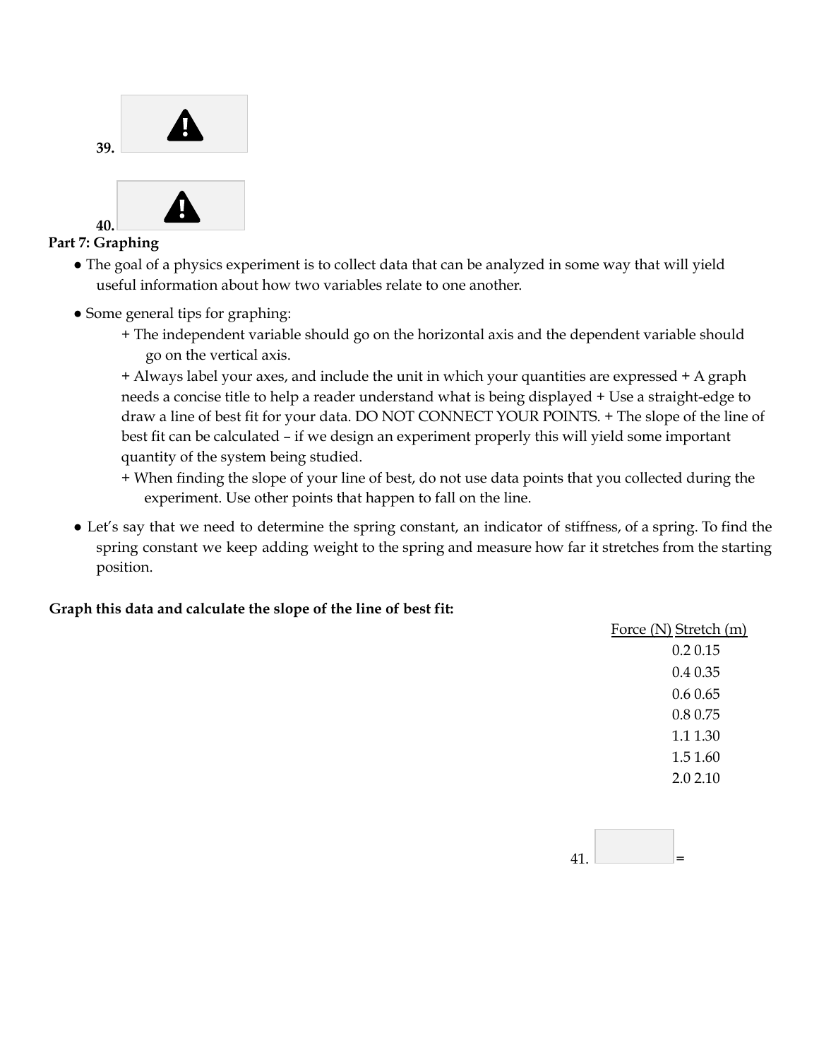39.

40.

**Part 7: Graphing**

- The goal of a physics experiment is to collect data that can be analyzed in some way that will yield useful information about how two variables relate to one another.
- Some general tips for graphing:
  - + The independent variable should go on the horizontal axis and the dependent variable should go on the vertical axis.
  - + Always label your axes, and include the unit in which your quantities are expressed + A graph needs a concise title to help a reader understand what is being displayed + Use a straight-edge to draw a line of best fit for your data. DO NOT CONNECT YOUR POINTS. + The slope of the line of best fit can be calculated – if we design an experiment properly this will yield some important quantity of the system being studied.
  - + When finding the slope of your line of best, do not use data points that you collected during the experiment. Use other points that happen to fall on the line.
- Let's say that we need to determine the spring constant, an indicator of stiffness, of a spring. To find the spring constant we keep adding weight to the spring and measure how far it stretches from the starting position.

**Graph this data and calculate the slope of the line of best fit:**

| Force (N) | Stretch (m) |
|---|---|
| 0.2 | 0.15 |
| 0.4 | 0.35 |
| 0.6 | 0.65 |
| 0.8 | 0.75 |
| 1.1 | 1.30 |
| 1.5 | 1.60 |
| 2.0 | 2.10 |

41. ______ =